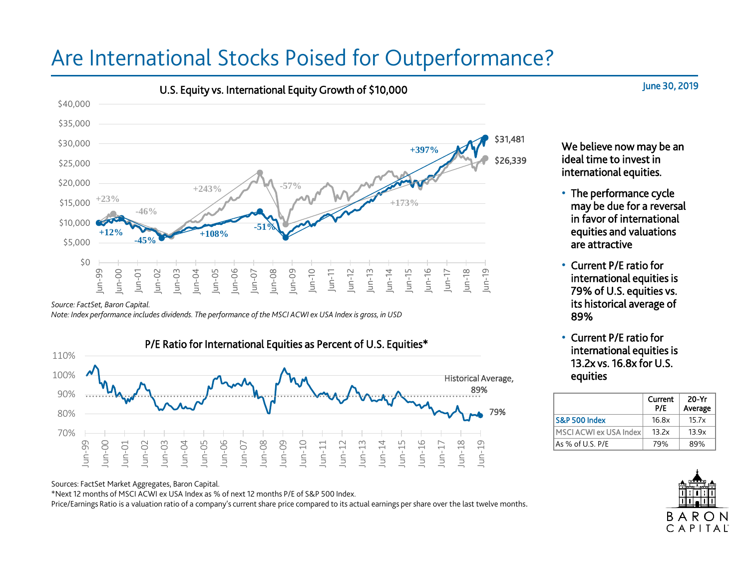# Are International Stocks Poised for Outperformance?

June 30, 2019

## U.S. Equity vs. International Equity Growth of $10,000

$31,481

$26,339

+397% +173% +243% -57% +23% -46% +12% -45% +108% -51%

Source: FactSet, Baron Capital.

*Note: Index performance includes dividends. The performance of the MSCI ACWI ex USA Index is gross, in USD*

## P/E Ratio for International Equities as Percent of U.S. Equities*

Historical Average, 89%

79%

Sources: FactSet Market Aggregates, Baron Capital.

*Next 12 months of MSCI ACWI ex USA Index as % of next 12 months P/E of S&P 500 Index.

Price/Earnings Ratio is a valuation ratio of a company's current share price compared to its actual earnings per share over the last twelve months.

We believe now may be an ideal time to invest in international equities.

- The performance cycle may be due for a reversal in favor of international equities and valuations are attractive
- Current P/E ratio for international equities is 79% of U.S. equities vs. its historical average of 89%
- Current P/E ratio for international equities is 13.2x vs. 16.8x for U.S. equities

| | Current P/E | 20-Yr Average |
|---|---|---|
| S&P 500 Index | 16.8x | 15.7x |
| MSCI ACWI ex USA Index | 13.2x | 13.9x |
| As % of U.S. P/E | 79% | 89% |

BARON CAPITAL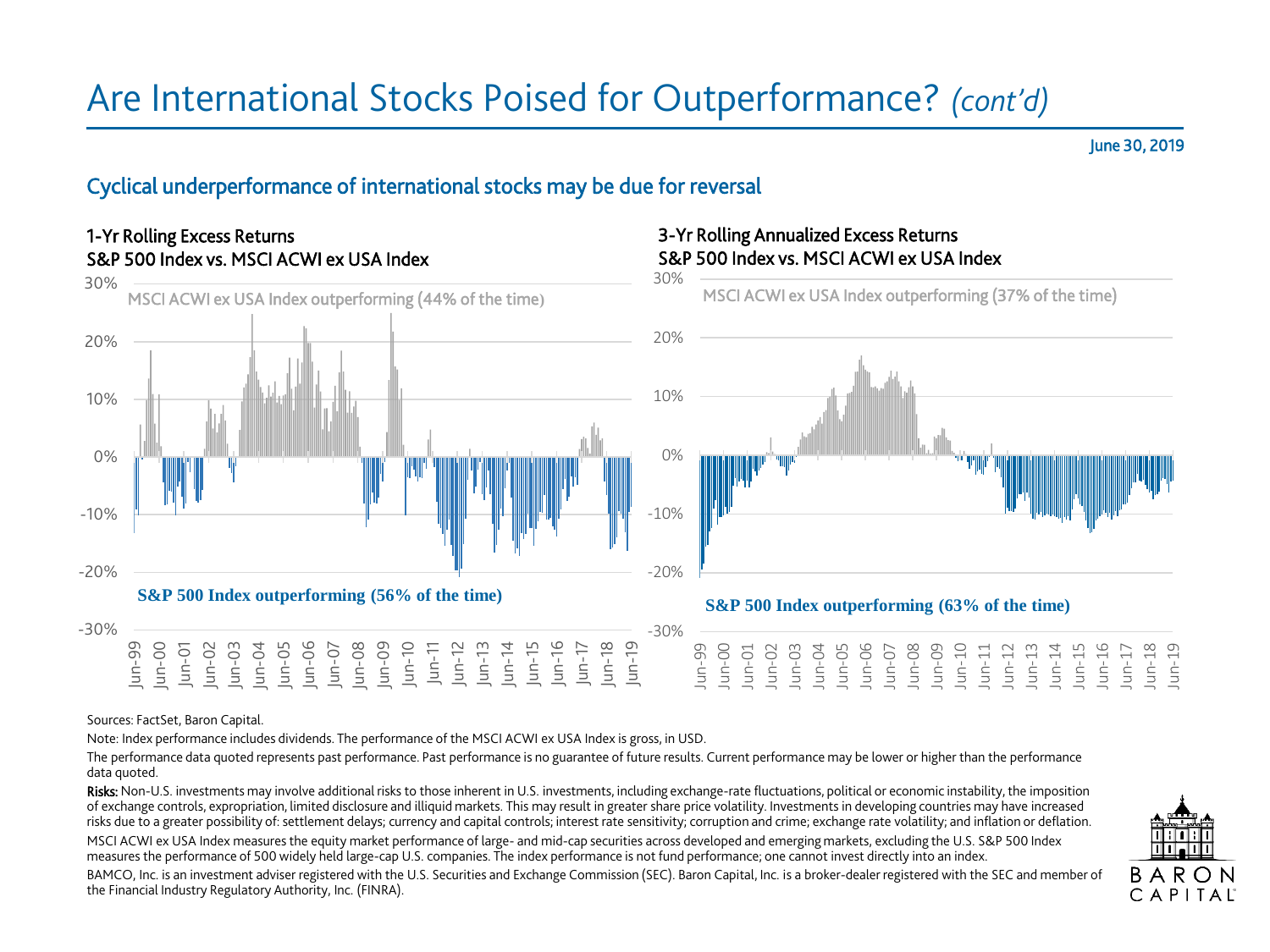# Are International Stocks Poised for Outperformance? *(cont'd)*

June 30, 2019

## Cyclical underperformance of international stocks may be due for reversal

### 1-Yr Rolling Excess Returns
### S&P 500 Index vs. MSCI ACWI ex USA Index

30%
20%
10%
0%
-10%
-20%
-30%

MSCI ACWI ex USA Index outperforming (44% of the time)

**S&P 500 Index outperforming (56% of the time)**

Jun-99 Jun-00 Jun-01 Jun-02 Jun-03 Jun-04 Jun-05 Jun-06 Jun-07 Jun-08 Jun-09 Jun-10 Jun-11 Jun-12 Jun-13 Jun-14 Jun-15 Jun-16 Jun-17 Jun-18 Jun-19

### 3-Yr Rolling Annualized Excess Returns
### S&P 500 Index vs. MSCI ACWI ex USA Index

30%
20%
10%
0%
-10%
-20%
-30%

MSCI ACWI ex USA Index outperforming (37% of the time)

**S&P 500 Index outperforming (63% of the time)**

Jun-99 Jun-00 Jun-01 Jun-02 Jun-03 Jun-04 Jun-05 Jun-06 Jun-07 Jun-08 Jun-09 Jun-10 Jun-11 Jun-12 Jun-13 Jun-14 Jun-15 Jun-16 Jun-17 Jun-18 Jun-19

Sources: FactSet, Baron Capital.

Note: Index performance includes dividends. The performance of the MSCI ACWI ex USA Index is gross, in USD.

The performance data quoted represents past performance. Past performance is no guarantee of future results. Current performance may be lower or higher than the performance data quoted.

**Risks:** Non-U.S. investments may involve additional risks to those inherent in U.S. investments, including exchange-rate fluctuations, political or economic instability, the imposition of exchange controls, expropriation, limited disclosure and illiquid markets. This may result in greater share price volatility. Investments in developing countries may have increased risks due to a greater possibility of: settlement delays; currency and capital controls; interest rate sensitivity; corruption and crime; exchange rate volatility; and inflation or deflation.

MSCI ACWI ex USA Index measures the equity market performance of large- and mid-cap securities across developed and emerging markets, excluding the U.S. S&P 500 Index measures the performance of 500 widely held large-cap U.S. companies. The index performance is not fund performance; one cannot invest directly into an index.

BAMCO, Inc. is an investment adviser registered with the U.S. Securities and Exchange Commission (SEC). Baron Capital, Inc. is a broker-dealer registered with the SEC and member of the Financial Industry Regulatory Authority, Inc. (FINRA).

BARON CAPITAL